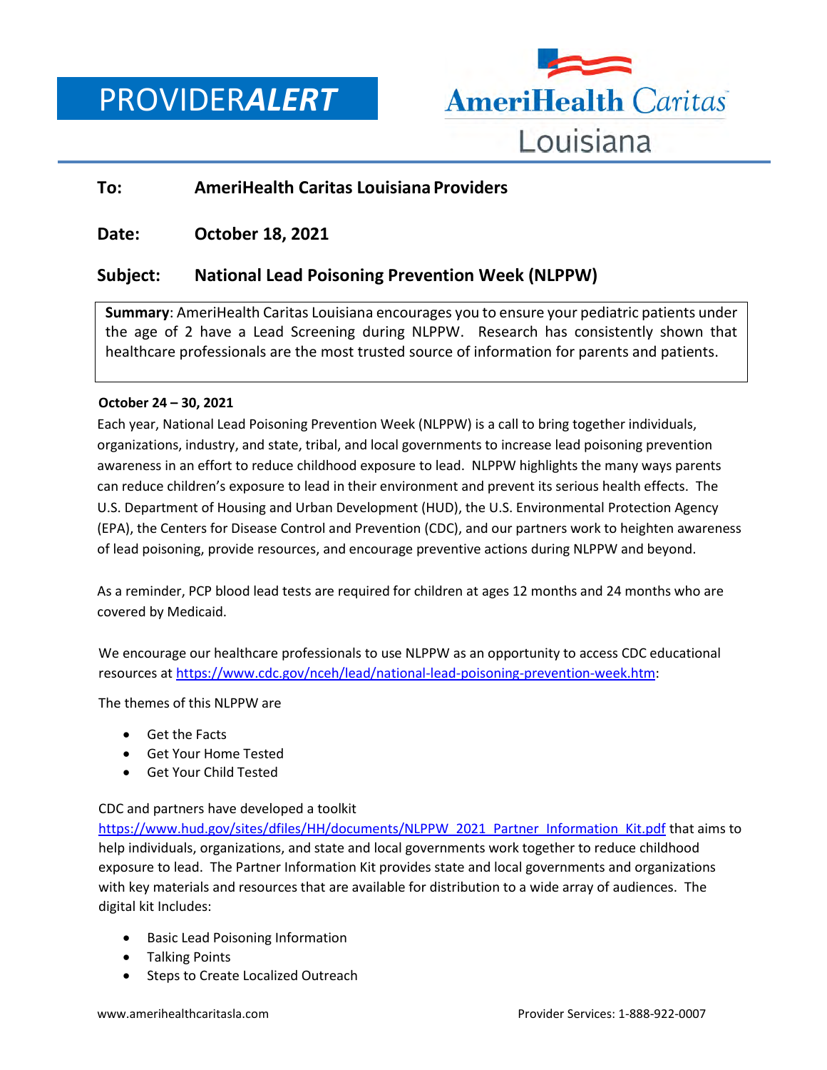# PROVIDER***ALERT***

AmeriHealth Caritas Louisiana

**To:** **AmeriHealth Caritas Louisiana Providers**

**Date:** **October 18, 2021**

**Subject:** **National Lead Poisoning Prevention Week (NLPPW)**

**Summary**: AmeriHealth Caritas Louisiana encourages you to ensure your pediatric patients under the age of 2 have a Lead Screening during NLPPW. Research has consistently shown that healthcare professionals are the most trusted source of information for parents and patients.

**October 24 – 30, 2021**

Each year, National Lead Poisoning Prevention Week (NLPPW) is a call to bring together individuals, organizations, industry, and state, tribal, and local governments to increase lead poisoning prevention awareness in an effort to reduce childhood exposure to lead. NLPPW highlights the many ways parents can reduce children's exposure to lead in their environment and prevent its serious health effects. The U.S. Department of Housing and Urban Development (HUD), the U.S. Environmental Protection Agency (EPA), the Centers for Disease Control and Prevention (CDC), and our partners work to heighten awareness of lead poisoning, provide resources, and encourage preventive actions during NLPPW and beyond.

As a reminder, PCP blood lead tests are required for children at ages 12 months and 24 months who are covered by Medicaid.

We encourage our healthcare professionals to use NLPPW as an opportunity to access CDC educational resources at https://www.cdc.gov/nceh/lead/national-lead-poisoning-prevention-week.htm:

The themes of this NLPPW are

- Get the Facts
- Get Your Home Tested
- Get Your Child Tested

CDC and partners have developed a toolkit https://www.hud.gov/sites/dfiles/HH/documents/NLPPW_2021_Partner_Information_Kit.pdf that aims to help individuals, organizations, and state and local governments work together to reduce childhood exposure to lead. The Partner Information Kit provides state and local governments and organizations with key materials and resources that are available for distribution to a wide array of audiences. The digital kit Includes:

- Basic Lead Poisoning Information
- Talking Points
- Steps to Create Localized Outreach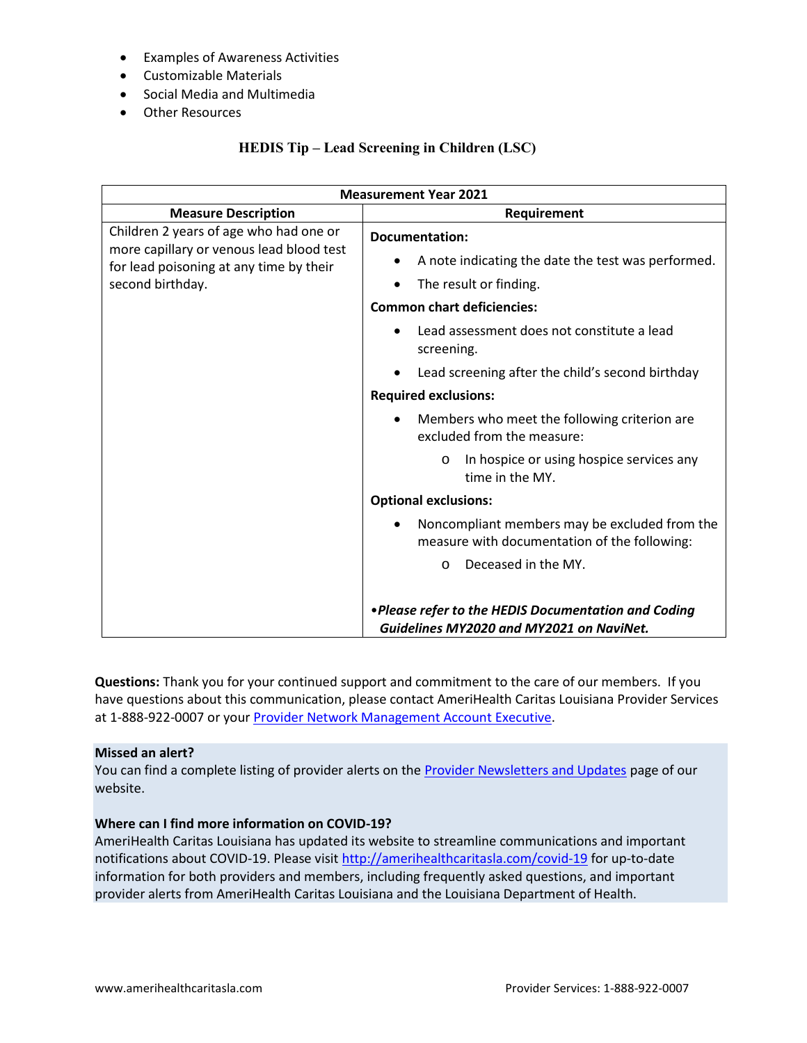- Examples of Awareness Activities
- Customizable Materials
- Social Media and Multimedia
- Other Resources

## HEDIS Tip – Lead Screening in Children (LSC)

| Measurement Year 2021 | |
|---|---|
| **Measure Description** | **Requirement** |
| Children 2 years of age who had one or more capillary or venous lead blood test for lead poisoning at any time by their second birthday. | **Documentation:**<br>• A note indicating the date the test was performed.<br>• The result or finding.<br>**Common chart deficiencies:**<br>• Lead assessment does not constitute a lead screening.<br>• Lead screening after the child's second birthday<br>**Required exclusions:**<br>• Members who meet the following criterion are excluded from the measure:<br>o In hospice or using hospice services any time in the MY.<br>**Optional exclusions:**<br>• Noncompliant members may be excluded from the measure with documentation of the following:<br>o Deceased in the MY.<br><br>•***Please refer to the HEDIS Documentation and Coding Guidelines MY2020 and MY2021 on NaviNet.*** |

**Questions:** Thank you for your continued support and commitment to the care of our members. If you have questions about this communication, please contact AmeriHealth Caritas Louisiana Provider Services at 1-888-922-0007 or your Provider Network Management Account Executive.

**Missed an alert?**
You can find a complete listing of provider alerts on the Provider Newsletters and Updates page of our website.

**Where can I find more information on COVID-19?**
AmeriHealth Caritas Louisiana has updated its website to streamline communications and important notifications about COVID-19. Please visit http://amerihealthcaritasla.com/covid-19 for up-to-date information for both providers and members, including frequently asked questions, and important provider alerts from AmeriHealth Caritas Louisiana and the Louisiana Department of Health.